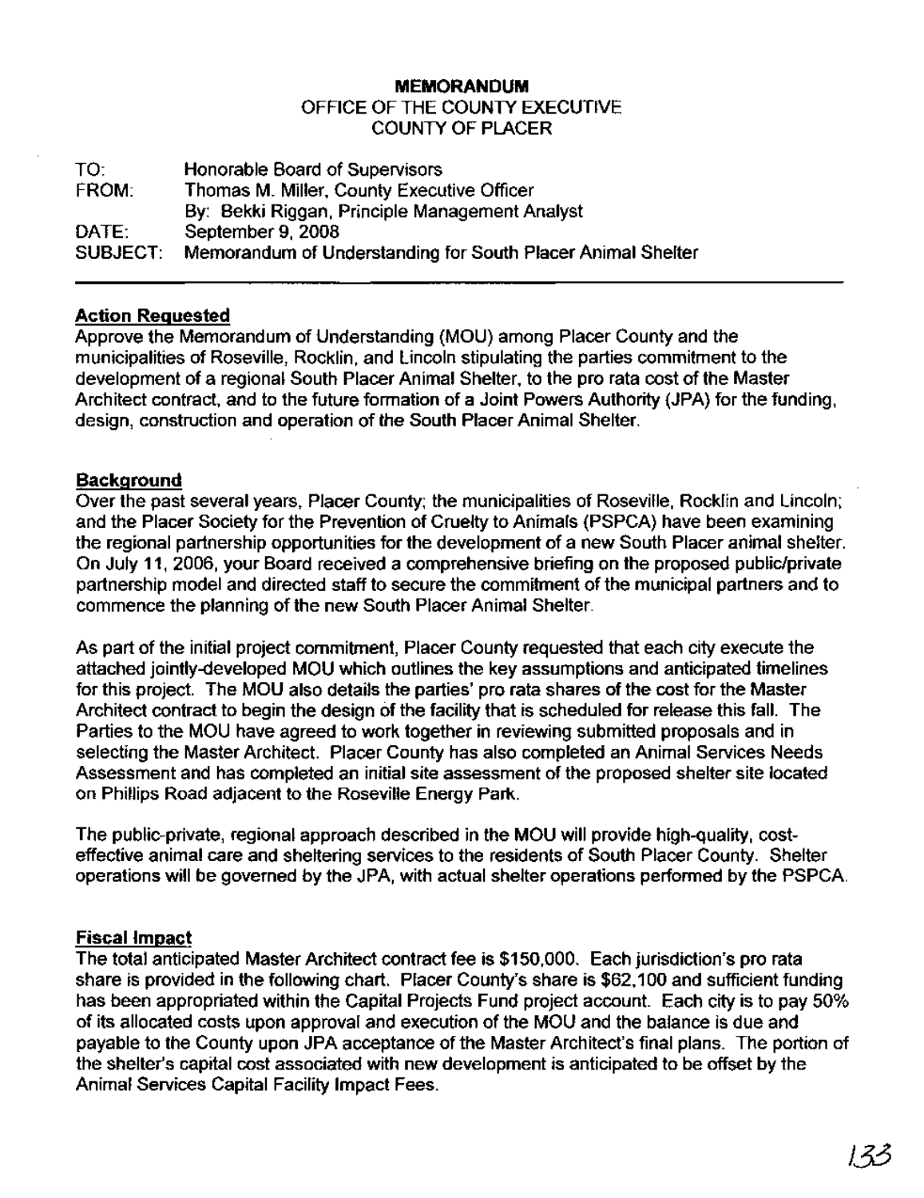**MEMORANDUM**
OFFICE OF THE COUNTY EXECUTIVE
COUNTY OF PLACER

TO: Honorable Board of Supervisors
FROM: Thomas M. Miller, County Executive Officer
By: Bekki Riggan, Principle Management Analyst
DATE: September 9, 2008
SUBJECT: Memorandum of Understanding for South Placer Animal Shelter

---

## Action Requested

Approve the Memorandum of Understanding (MOU) among Placer County and the municipalities of Roseville, Rocklin, and Lincoln stipulating the parties commitment to the development of a regional South Placer Animal Shelter, to the pro rata cost of the Master Architect contract, and to the future formation of a Joint Powers Authority (JPA) for the funding, design, construction and operation of the South Placer Animal Shelter.

## Background

Over the past several years, Placer County; the municipalities of Roseville, Rocklin and Lincoln; and the Placer Society for the Prevention of Cruelty to Animals (PSPCA) have been examining the regional partnership opportunities for the development of a new South Placer animal shelter. On July 11, 2006, your Board received a comprehensive briefing on the proposed public/private partnership model and directed staff to secure the commitment of the municipal partners and to commence the planning of the new South Placer Animal Shelter.

As part of the initial project commitment, Placer County requested that each city execute the attached jointly-developed MOU which outlines the key assumptions and anticipated timelines for this project. The MOU also details the parties' pro rata shares of the cost for the Master Architect contract to begin the design of the facility that is scheduled for release this fall. The Parties to the MOU have agreed to work together in reviewing submitted proposals and in selecting the Master Architect. Placer County has also completed an Animal Services Needs Assessment and has completed an initial site assessment of the proposed shelter site located on Phillips Road adjacent to the Roseville Energy Park.

The public-private, regional approach described in the MOU will provide high-quality, cost-effective animal care and sheltering services to the residents of South Placer County. Shelter operations will be governed by the JPA, with actual shelter operations performed by the PSPCA.

## Fiscal Impact

The total anticipated Master Architect contract fee is $150,000. Each jurisdiction's pro rata share is provided in the following chart. Placer County's share is $62,100 and sufficient funding has been appropriated within the Capital Projects Fund project account. Each city is to pay 50% of its allocated costs upon approval and execution of the MOU and the balance is due and payable to the County upon JPA acceptance of the Master Architect's final plans. The portion of the shelter's capital cost associated with new development is anticipated to be offset by the Animal Services Capital Facility Impact Fees.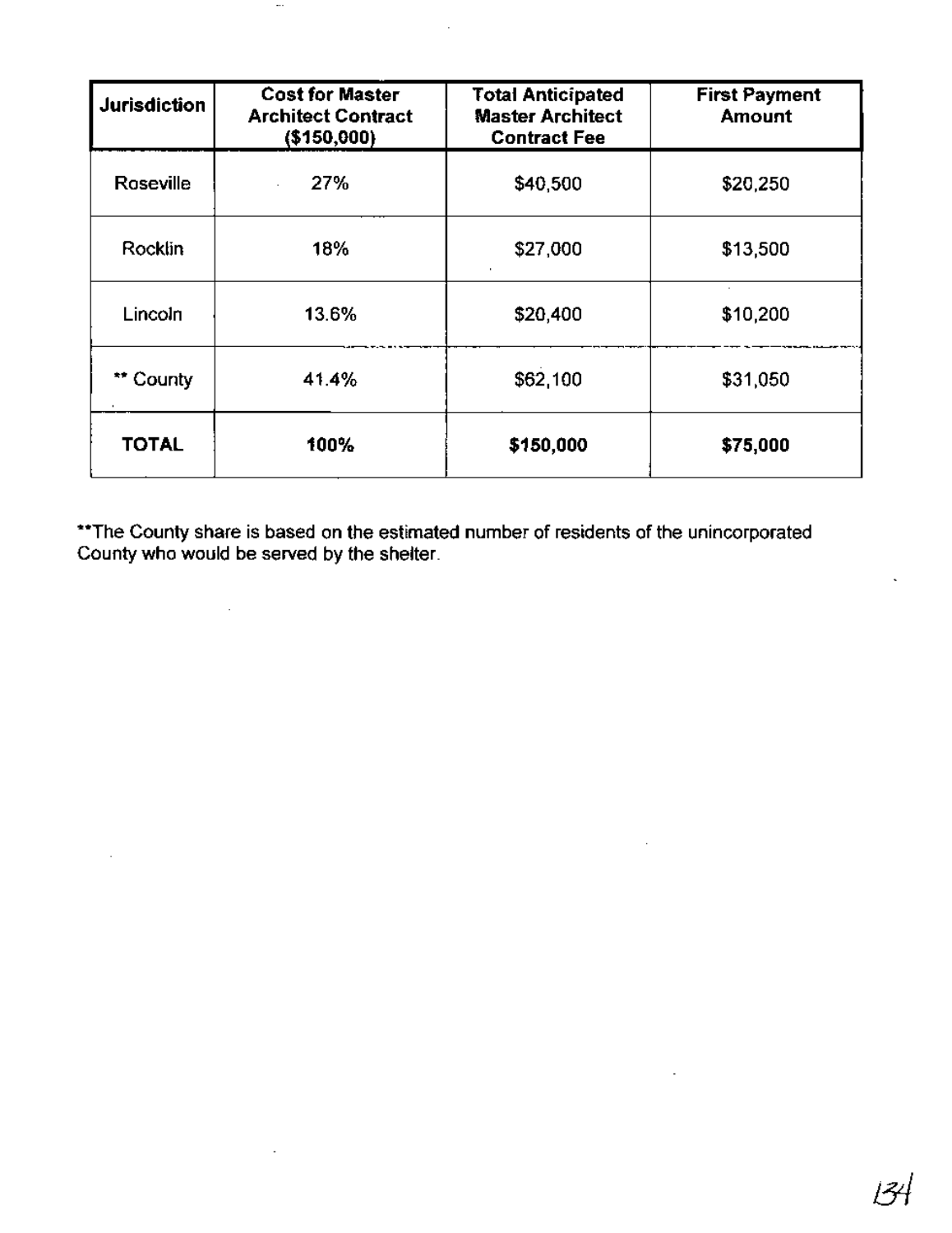| Jurisdiction | Cost for Master Architect Contract ($150,000) | Total Anticipated Master Architect Contract Fee | First Payment Amount |
| --- | --- | --- | --- |
| Roseville | 27% | $40,500 | $20,250 |
| Rocklin | 18% | $27,000 | $13,500 |
| Lincoln | 13.6% | $20,400 | $10,200 |
| ** County | 41.4% | $62,100 | $31,050 |
| **TOTAL** | **100%** | **$150,000** | **$75,000** |

**The County share is based on the estimated number of residents of the unincorporated County who would be served by the shelter.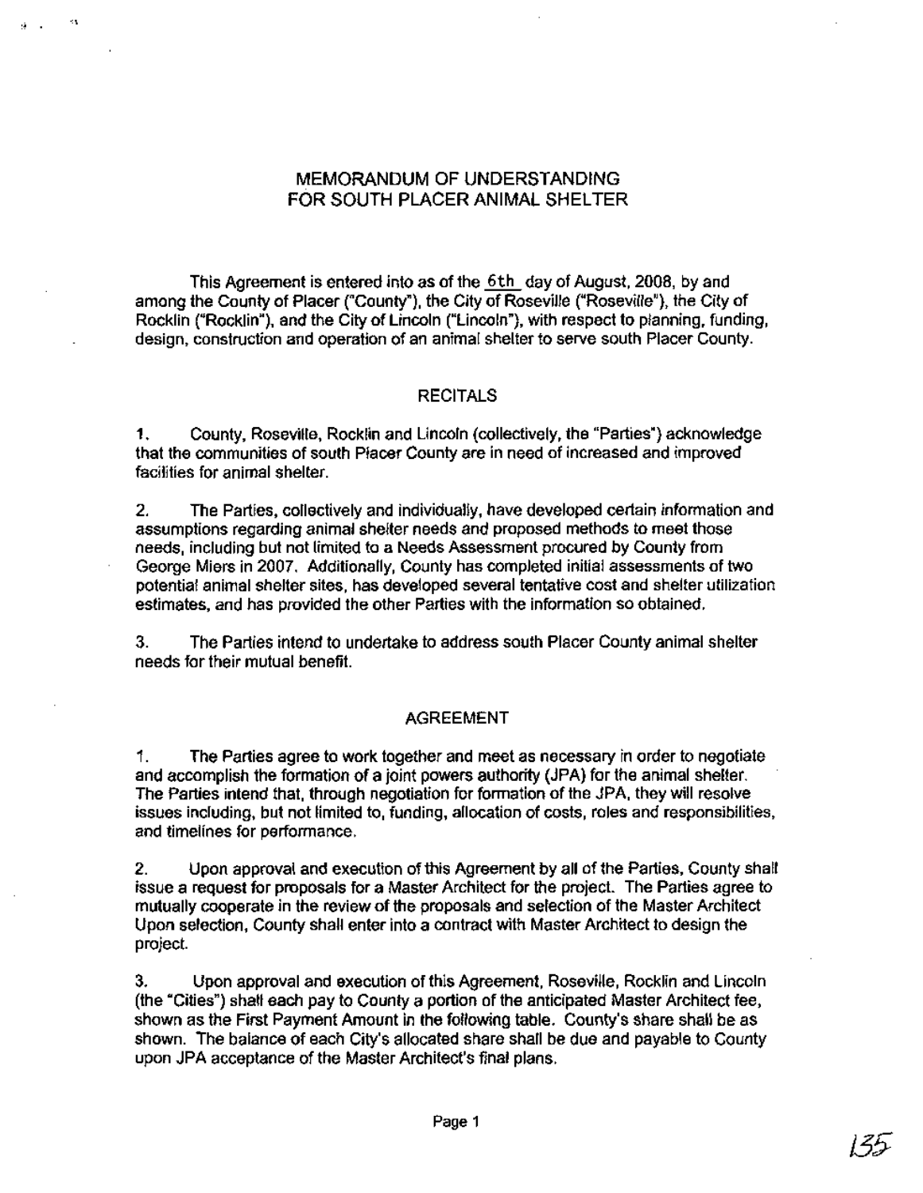# MEMORANDUM OF UNDERSTANDING
# FOR SOUTH PLACER ANIMAL SHELTER

This Agreement is entered into as of the 6th day of August, 2008, by and among the County of Placer ("County"), the City of Roseville ("Roseville"), the City of Rocklin ("Rocklin"), and the City of Lincoln ("Lincoln"), with respect to planning, funding, design, construction and operation of an animal shelter to serve south Placer County.

## RECITALS

1. County, Roseville, Rocklin and Lincoln (collectively, the "Parties") acknowledge that the communities of south Placer County are in need of increased and improved facilities for animal shelter.

2. The Parties, collectively and individually, have developed certain information and assumptions regarding animal shelter needs and proposed methods to meet those needs, including but not limited to a Needs Assessment procured by County from George Miers in 2007. Additionally, County has completed initial assessments of two potential animal shelter sites, has developed several tentative cost and shelter utilization estimates, and has provided the other Parties with the information so obtained.

3. The Parties intend to undertake to address south Placer County animal shelter needs for their mutual benefit.

## AGREEMENT

1. The Parties agree to work together and meet as necessary in order to negotiate and accomplish the formation of a joint powers authority (JPA) for the animal shelter. The Parties intend that, through negotiation for formation of the JPA, they will resolve issues including, but not limited to, funding, allocation of costs, roles and responsibilities, and timelines for performance.

2. Upon approval and execution of this Agreement by all of the Parties, County shall issue a request for proposals for a Master Architect for the project. The Parties agree to mutually cooperate in the review of the proposals and selection of the Master Architect Upon selection, County shall enter into a contract with Master Architect to design the project.

3. Upon approval and execution of this Agreement, Roseville, Rocklin and Lincoln (the "Cities") shall each pay to County a portion of the anticipated Master Architect fee, shown as the First Payment Amount in the following table. County's share shall be as shown. The balance of each City's allocated share shall be due and payable to County upon JPA acceptance of the Master Architect's final plans.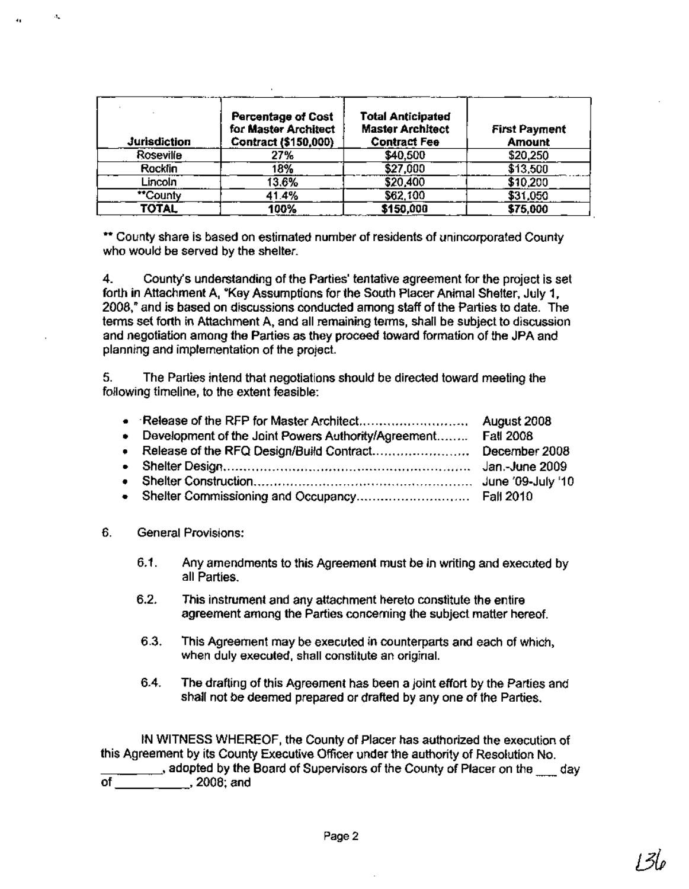| Jurisdiction | Percentage of Cost for Master Architect Contract ($150,000) | Total Anticipated Master Architect Contract Fee | First Payment Amount |
|---|---|---|---|
| Roseville | 27% | $40,500 | $20,250 |
| Rocklin | 18% | $27,000 | $13,500 |
| Lincoln | 13.6% | $20,400 | $10,200 |
| **County | 41.4% | $62,100 | $31,050 |
| **TOTAL** | **100%** | **$150,000** | **$75,000** |

** County share is based on estimated number of residents of unincorporated County who would be served by the shelter.

4. County's understanding of the Parties' tentative agreement for the project is set forth in Attachment A, "Key Assumptions for the South Placer Animal Shelter, July 1, 2008," and is based on discussions conducted among staff of the Parties to date. The terms set forth in Attachment A, and all remaining terms, shall be subject to discussion and negotiation among the Parties as they proceed toward formation of the JPA and planning and implementation of the project.

5. The Parties intend that negotiations should be directed toward meeting the following timeline, to the extent feasible:

- Release of the RFP for Master Architect.......................... August 2008
- Development of the Joint Powers Authority/Agreement........ Fall 2008
- Release of the RFQ Design/Build Contract........................ December 2008
- Shelter Design.......................................................... Jan.-June 2009
- Shelter Construction.................................................. June '09-July '10
- Shelter Commissioning and Occupancy............................ Fall 2010

6. General Provisions:

   6.1. Any amendments to this Agreement must be in writing and executed by all Parties.

   6.2. This instrument and any attachment hereto constitute the entire agreement among the Parties concerning the subject matter hereof.

   6.3. This Agreement may be executed in counterparts and each of which, when duly executed, shall constitute an original.

   6.4. The drafting of this Agreement has been a joint effort by the Parties and shall not be deemed prepared or drafted by any one of the Parties.

IN WITNESS WHEREOF, the County of Placer has authorized the execution of this Agreement by its County Executive Officer under the authority of Resolution No. ________, adopted by the Board of Supervisors of the County of Placer on the ___ day of __________, 2008; and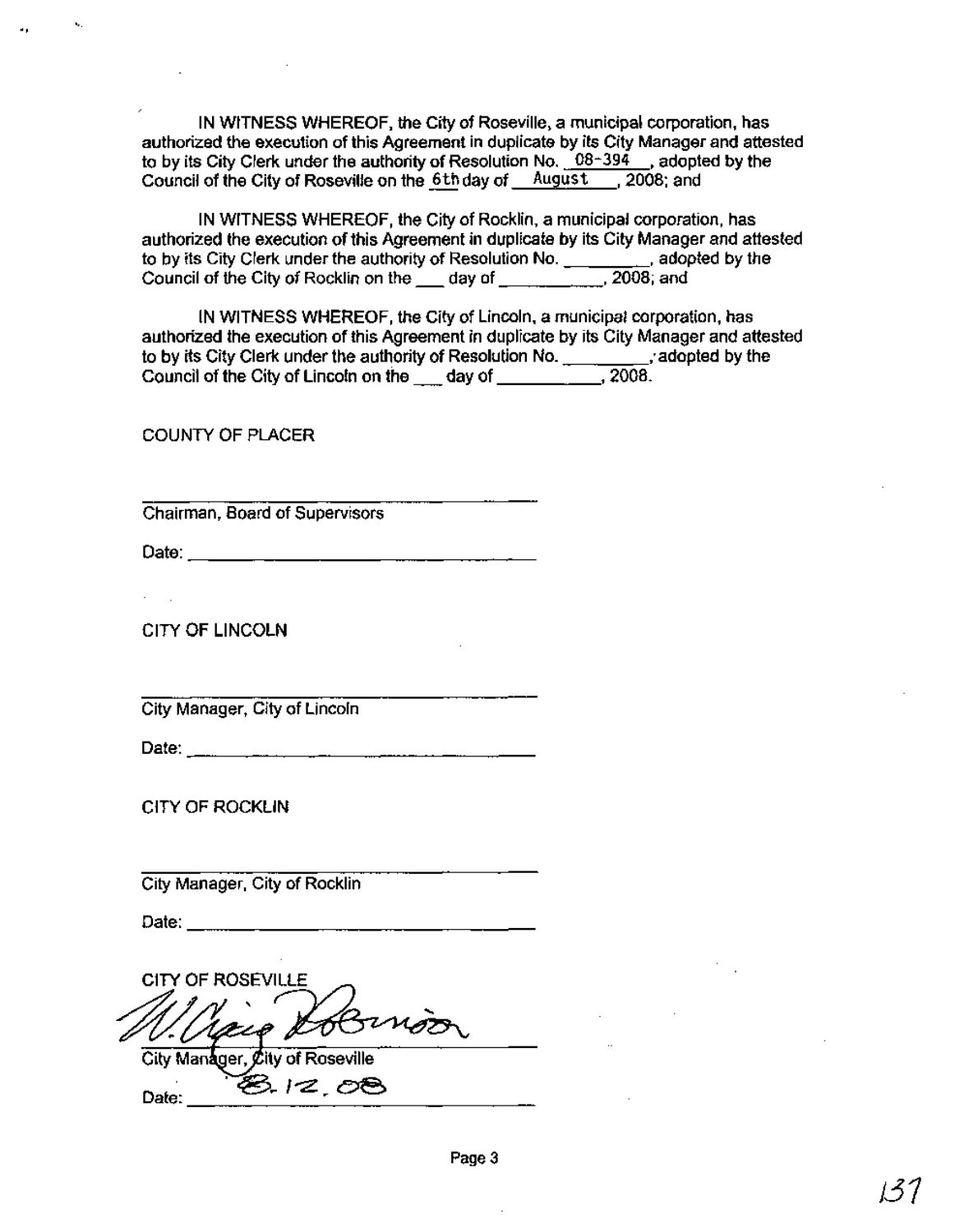IN WITNESS WHEREOF, the City of Roseville, a municipal corporation, has authorized the execution of this Agreement in duplicate by its City Manager and attested to by its City Clerk under the authority of Resolution No. 08-394, adopted by the Council of the City of Roseville on the 6th day of August, 2008; and

IN WITNESS WHEREOF, the City of Rocklin, a municipal corporation, has authorized the execution of this Agreement in duplicate by its City Manager and attested to by its City Clerk under the authority of Resolution No. _________, adopted by the Council of the City of Rocklin on the ___ day of __________, 2008; and

IN WITNESS WHEREOF, the City of Lincoln, a municipal corporation, has authorized the execution of this Agreement in duplicate by its City Manager and attested to by its City Clerk under the authority of Resolution No. _________, adopted by the Council of the City of Lincoln on the ___ day of __________, 2008.

COUNTY OF PLACER

_________________________________
Chairman, Board of Supervisors

Date: ____________________________

CITY OF LINCOLN

_________________________________
City Manager, City of Lincoln

Date: ____________________________

CITY OF ROCKLIN

_________________________________
City Manager, City of Rocklin

Date: ____________________________

CITY OF ROSEVILLE

W. Craig Robinson
City Manager, City of Roseville

Date: 8.12.08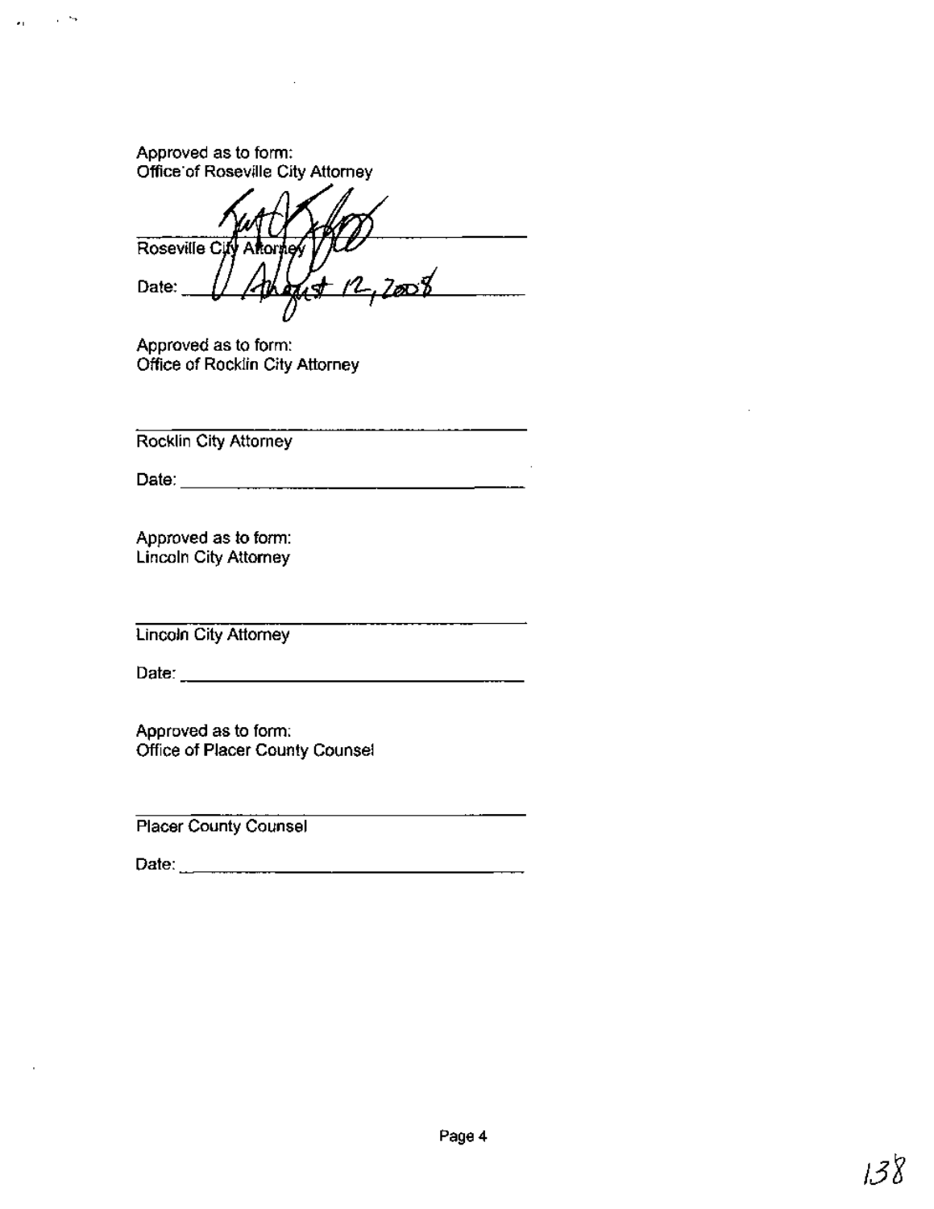Approved as to form:
Office of Roseville City Attorney

_______________________________
Roseville City Attorney

Date: August 12, 2008

Approved as to form:
Office of Rocklin City Attorney

_______________________________
Rocklin City Attorney

Date: _______________________________

Approved as to form:
Lincoln City Attorney

_______________________________
Lincoln City Attorney

Date: _______________________________

Approved as to form:
Office of Placer County Counsel

_______________________________
Placer County Counsel

Date: _______________________________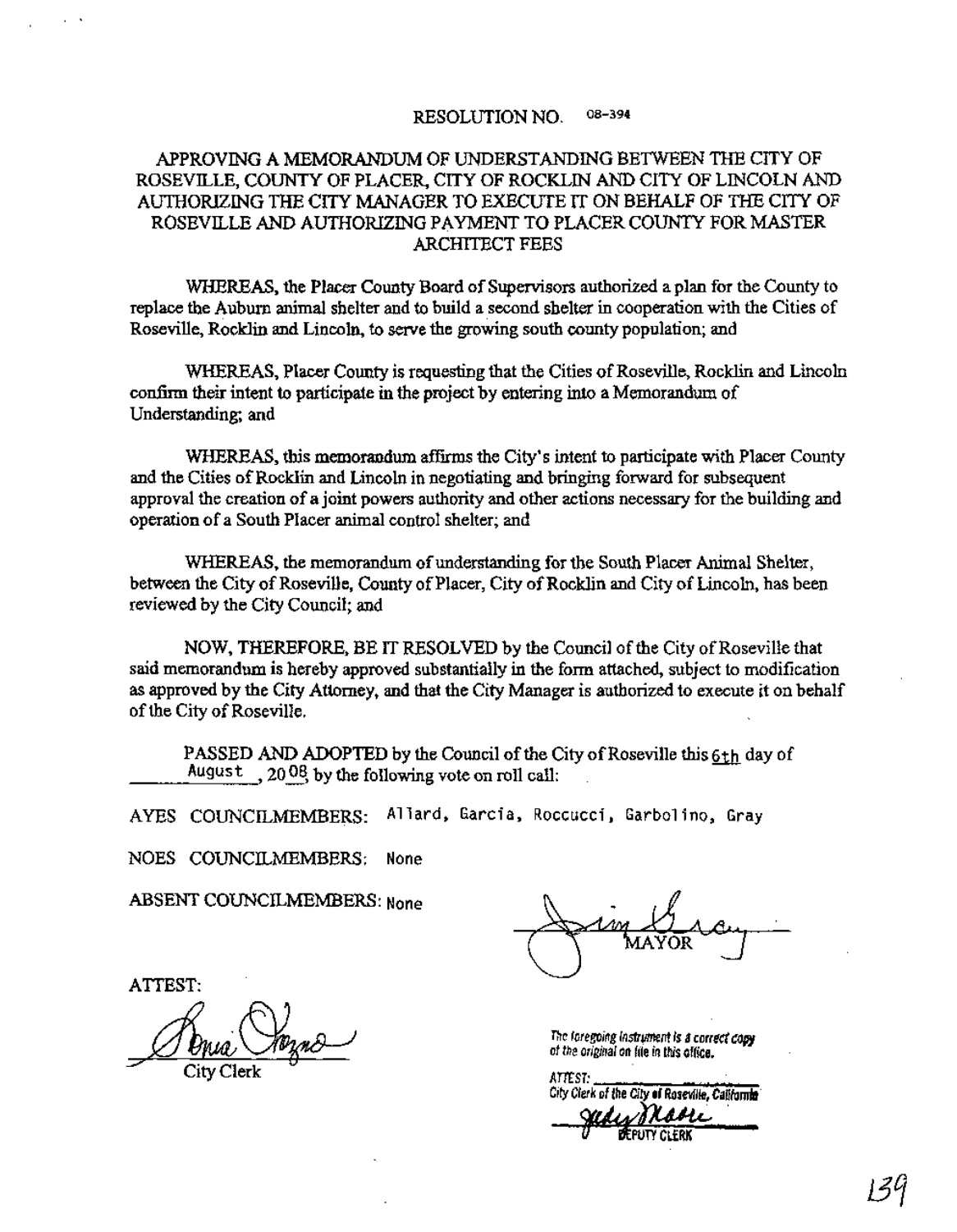RESOLUTION NO. 08-394

APPROVING A MEMORANDUM OF UNDERSTANDING BETWEEN THE CITY OF ROSEVILLE, COUNTY OF PLACER, CITY OF ROCKLIN AND CITY OF LINCOLN AND AUTHORIZING THE CITY MANAGER TO EXECUTE IT ON BEHALF OF THE CITY OF ROSEVILLE AND AUTHORIZING PAYMENT TO PLACER COUNTY FOR MASTER ARCHITECT FEES

WHEREAS, the Placer County Board of Supervisors authorized a plan for the County to replace the Auburn animal shelter and to build a second shelter in cooperation with the Cities of Roseville, Rocklin and Lincoln, to serve the growing south county population; and

WHEREAS, Placer County is requesting that the Cities of Roseville, Rocklin and Lincoln confirm their intent to participate in the project by entering into a Memorandum of Understanding; and

WHEREAS, this memorandum affirms the City's intent to participate with Placer County and the Cities of Rocklin and Lincoln in negotiating and bringing forward for subsequent approval the creation of a joint powers authority and other actions necessary for the building and operation of a South Placer animal control shelter; and

WHEREAS, the memorandum of understanding for the South Placer Animal Shelter, between the City of Roseville, County of Placer, City of Rocklin and City of Lincoln, has been reviewed by the City Council; and

NOW, THEREFORE, BE IT RESOLVED by the Council of the City of Roseville that said memorandum is hereby approved substantially in the form attached, subject to modification as approved by the City Attorney, and that the City Manager is authorized to execute it on behalf of the City of Roseville.

PASSED AND ADOPTED by the Council of the City of Roseville this 6th day of August, 2008 by the following vote on roll call:

AYES COUNCILMEMBERS: Allard, Garcia, Roccucci, Garbolino, Gray

NOES COUNCILMEMBERS: None

ABSENT COUNCILMEMBERS: None

MAYOR

ATTEST:

City Clerk

The foregoing instrument is a correct copy of the original on file in this office.

ATTEST:
City Clerk of the City of Roseville, California

DEPUTY CLERK